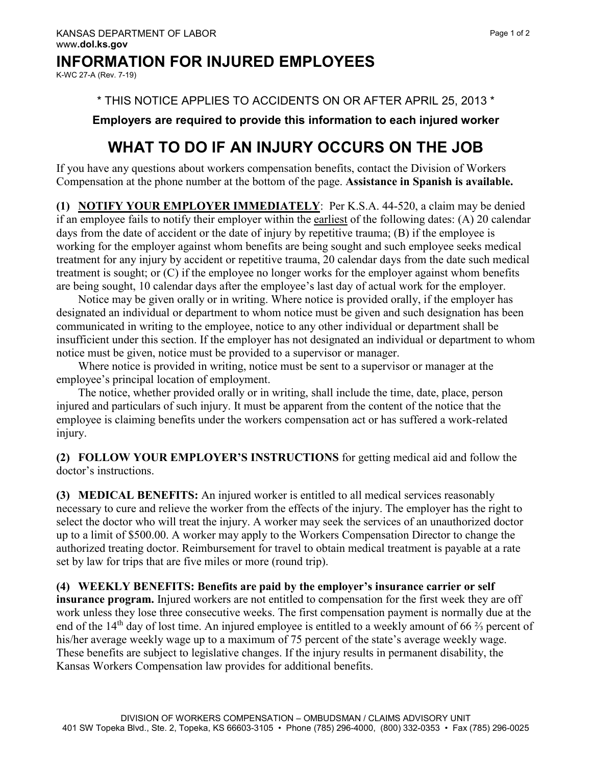KANSAS DEPARTMENT OF LABOR
www.**dol.ks.gov**

# INFORMATION FOR INJURED EMPLOYEES

K-WC 27-A (Rev. 7-19)

\* THIS NOTICE APPLIES TO ACCIDENTS ON OR AFTER APRIL 25, 2013 \*

**Employers are required to provide this information to each injured worker**

## WHAT TO DO IF AN INJURY OCCURS ON THE JOB

If you have any questions about workers compensation benefits, contact the Division of Workers Compensation at the phone number at the bottom of the page. **Assistance in Spanish is available.**

**(1) NOTIFY YOUR EMPLOYER IMMEDIATELY**: Per K.S.A. 44-520, a claim may be denied if an employee fails to notify their employer within the earliest of the following dates: (A) 20 calendar days from the date of accident or the date of injury by repetitive trauma; (B) if the employee is working for the employer against whom benefits are being sought and such employee seeks medical treatment for any injury by accident or repetitive trauma, 20 calendar days from the date such medical treatment is sought; or (C) if the employee no longer works for the employer against whom benefits are being sought, 10 calendar days after the employee's last day of actual work for the employer.

Notice may be given orally or in writing. Where notice is provided orally, if the employer has designated an individual or department to whom notice must be given and such designation has been communicated in writing to the employee, notice to any other individual or department shall be insufficient under this section. If the employer has not designated an individual or department to whom notice must be given, notice must be provided to a supervisor or manager.

Where notice is provided in writing, notice must be sent to a supervisor or manager at the employee's principal location of employment.

The notice, whether provided orally or in writing, shall include the time, date, place, person injured and particulars of such injury. It must be apparent from the content of the notice that the employee is claiming benefits under the workers compensation act or has suffered a work-related injury.

**(2) FOLLOW YOUR EMPLOYER'S INSTRUCTIONS** for getting medical aid and follow the doctor's instructions.

**(3) MEDICAL BENEFITS:** An injured worker is entitled to all medical services reasonably necessary to cure and relieve the worker from the effects of the injury. The employer has the right to select the doctor who will treat the injury. A worker may seek the services of an unauthorized doctor up to a limit of $500.00. A worker may apply to the Workers Compensation Director to change the authorized treating doctor. Reimbursement for travel to obtain medical treatment is payable at a rate set by law for trips that are five miles or more (round trip).

**(4) WEEKLY BENEFITS: Benefits are paid by the employer's insurance carrier or self insurance program.** Injured workers are not entitled to compensation for the first week they are off work unless they lose three consecutive weeks. The first compensation payment is normally due at the end of the 14th day of lost time. An injured employee is entitled to a weekly amount of 66 ⅔ percent of his/her average weekly wage up to a maximum of 75 percent of the state's average weekly wage. These benefits are subject to legislative changes. If the injury results in permanent disability, the Kansas Workers Compensation law provides for additional benefits.

DIVISION OF WORKERS COMPENSATION – OMBUDSMAN / CLAIMS ADVISORY UNIT
401 SW Topeka Blvd., Ste. 2, Topeka, KS 66603-3105 • Phone (785) 296-4000, (800) 332-0353 • Fax (785) 296-0025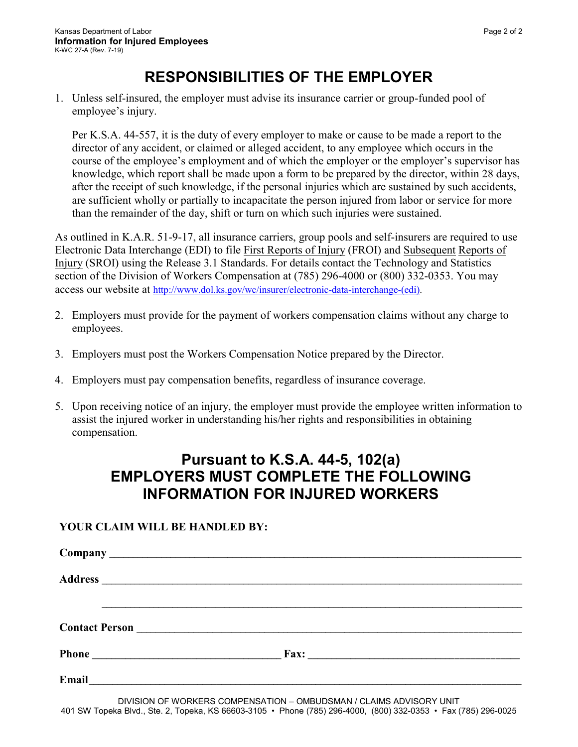# RESPONSIBILITIES OF THE EMPLOYER

1. Unless self-insured, the employer must advise its insurance carrier or group-funded pool of employee's injury.

   Per K.S.A. 44-557, it is the duty of every employer to make or cause to be made a report to the director of any accident, or claimed or alleged accident, to any employee which occurs in the course of the employee's employment and of which the employer or the employer's supervisor has knowledge, which report shall be made upon a form to be prepared by the director, within 28 days, after the receipt of such knowledge, if the personal injuries which are sustained by such accidents, are sufficient wholly or partially to incapacitate the person injured from labor or service for more than the remainder of the day, shift or turn on which such injuries were sustained.

As outlined in K.A.R. 51-9-17, all insurance carriers, group pools and self-insurers are required to use Electronic Data Interchange (EDI) to file First Reports of Injury (FROI) and Subsequent Reports of Injury (SROI) using the Release 3.1 Standards. For details contact the Technology and Statistics section of the Division of Workers Compensation at (785) 296-4000 or (800) 332-0353. You may access our website at http://www.dol.ks.gov/wc/insurer/electronic-data-interchange-(edi).

2. Employers must provide for the payment of workers compensation claims without any charge to employees.

3. Employers must post the Workers Compensation Notice prepared by the Director.

4. Employers must pay compensation benefits, regardless of insurance coverage.

5. Upon receiving notice of an injury, the employer must provide the employee written information to assist the injured worker in understanding his/her rights and responsibilities in obtaining compensation.

## Pursuant to K.S.A. 44-5, 102(a)
## EMPLOYERS MUST COMPLETE THE FOLLOWING INFORMATION FOR INJURED WORKERS

**YOUR CLAIM WILL BE HANDLED BY:**

**Company** ____________________________________________

**Address** ____________________________________________

____________________________________________

**Contact Person** ____________________________________________

**Phone** ______________________ **Fax:** ______________________

**Email** ____________________________________________

DIVISION OF WORKERS COMPENSATION – OMBUDSMAN / CLAIMS ADVISORY UNIT
401 SW Topeka Blvd., Ste. 2, Topeka, KS 66603-3105 • Phone (785) 296-4000, (800) 332-0353 • Fax (785) 296-0025